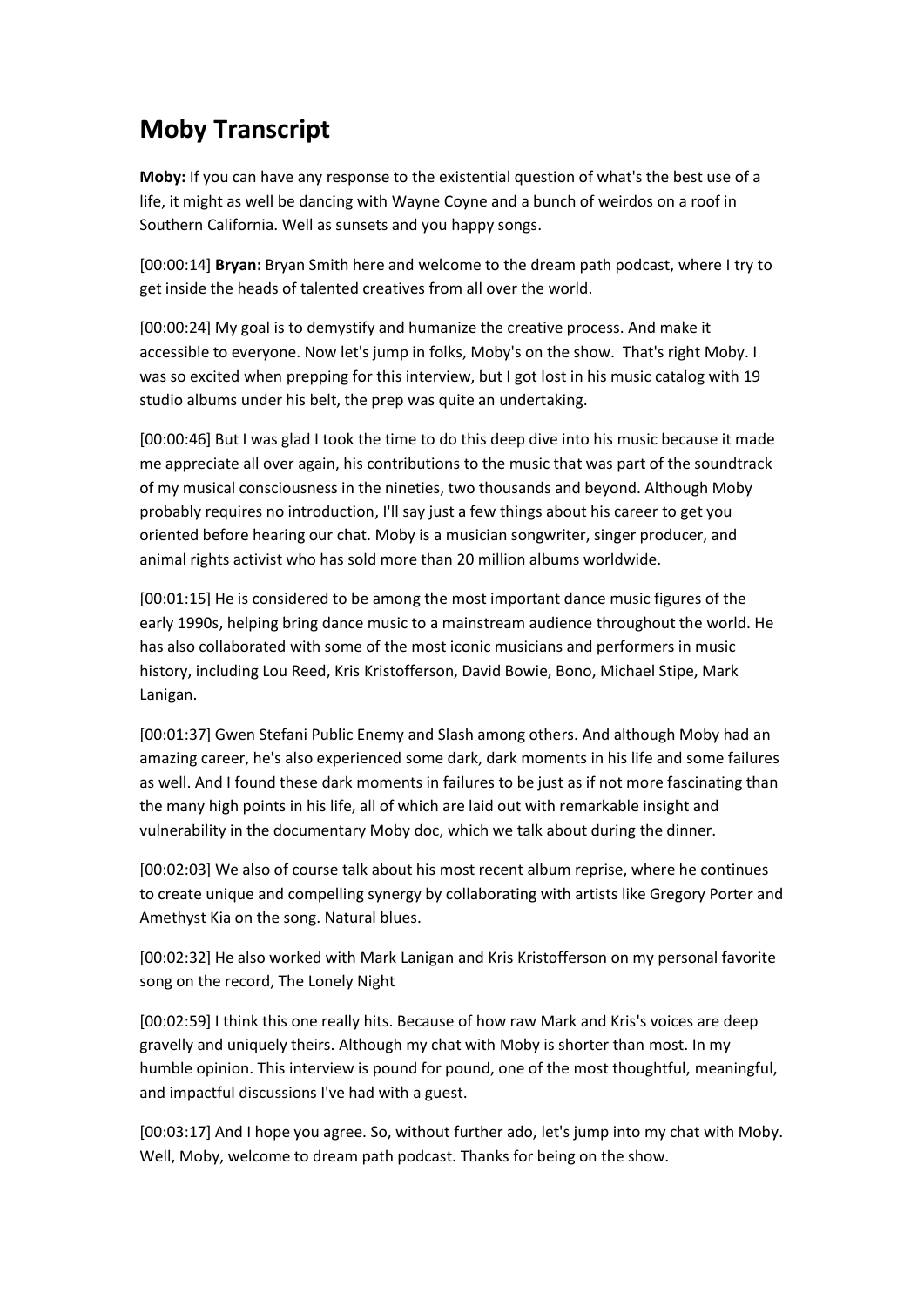# Moby Transcript

**Moby:** If you can have any response to the existential question of what's the best use of a life, it might as well be dancing with Wayne Coyne and a bunch of weirdos on a roof in Southern California. Well as sunsets and you happy songs.

[00:00:14] **Bryan:** Bryan Smith here and welcome to the dream path podcast, where I try to get inside the heads of talented creatives from all over the world.

[00:00:24] My goal is to demystify and humanize the creative process. And make it accessible to everyone. Now let's jump in folks, Moby's on the show. That's right Moby. I was so excited when prepping for this interview, but I got lost in his music catalog with 19 studio albums under his belt, the prep was quite an undertaking.

[00:00:46] But I was glad I took the time to do this deep dive into his music because it made me appreciate all over again, his contributions to the music that was part of the soundtrack of my musical consciousness in the nineties, two thousands and beyond. Although Moby probably requires no introduction, I'll say just a few things about his career to get you oriented before hearing our chat. Moby is a musician songwriter, singer producer, and animal rights activist who has sold more than 20 million albums worldwide.

[00:01:15] He is considered to be among the most important dance music figures of the early 1990s, helping bring dance music to a mainstream audience throughout the world. He has also collaborated with some of the most iconic musicians and performers in music history, including Lou Reed, Kris Kristofferson, David Bowie, Bono, Michael Stipe, Mark Lanigan.

[00:01:37] Gwen Stefani Public Enemy and Slash among others. And although Moby had an amazing career, he's also experienced some dark, dark moments in his life and some failures as well. And I found these dark moments in failures to be just as if not more fascinating than the many high points in his life, all of which are laid out with remarkable insight and vulnerability in the documentary Moby doc, which we talk about during the dinner.

[00:02:03] We also of course talk about his most recent album reprise, where he continues to create unique and compelling synergy by collaborating with artists like Gregory Porter and Amethyst Kia on the song. Natural blues.

[00:02:32] He also worked with Mark Lanigan and Kris Kristofferson on my personal favorite song on the record, The Lonely Night

[00:02:59] I think this one really hits. Because of how raw Mark and Kris's voices are deep gravelly and uniquely theirs. Although my chat with Moby is shorter than most. In my humble opinion. This interview is pound for pound, one of the most thoughtful, meaningful, and impactful discussions I've had with a guest.

[00:03:17] And I hope you agree. So, without further ado, let's jump into my chat with Moby. Well, Moby, welcome to dream path podcast. Thanks for being on the show.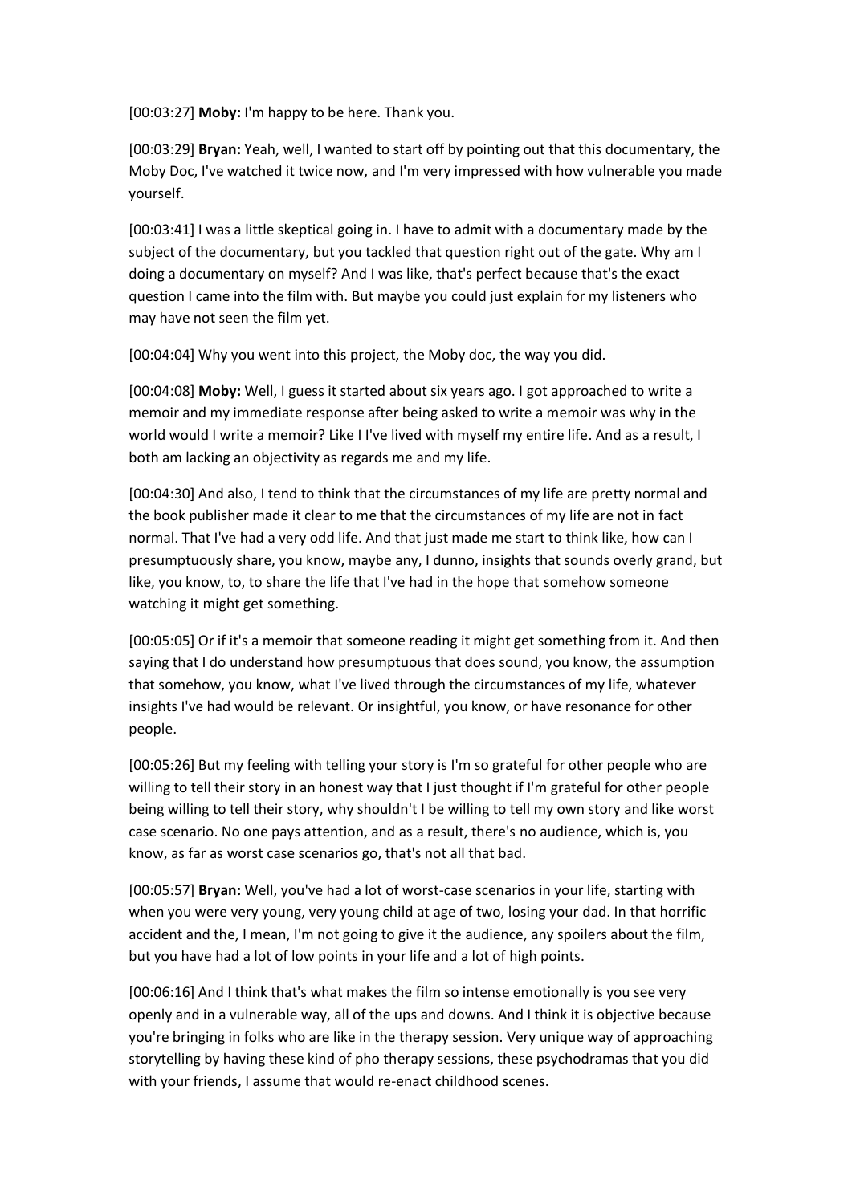[00:03:27] **Moby:** I'm happy to be here. Thank you.

[00:03:29] **Bryan:** Yeah, well, I wanted to start off by pointing out that this documentary, the Moby Doc, I've watched it twice now, and I'm very impressed with how vulnerable you made yourself.

[00:03:41] I was a little skeptical going in. I have to admit with a documentary made by the subject of the documentary, but you tackled that question right out of the gate. Why am I doing a documentary on myself? And I was like, that's perfect because that's the exact question I came into the film with. But maybe you could just explain for my listeners who may have not seen the film yet.

[00:04:04] Why you went into this project, the Moby doc, the way you did.

[00:04:08] **Moby:** Well, I guess it started about six years ago. I got approached to write a memoir and my immediate response after being asked to write a memoir was why in the world would I write a memoir? Like I I've lived with myself my entire life. And as a result, I both am lacking an objectivity as regards me and my life.

[00:04:30] And also, I tend to think that the circumstances of my life are pretty normal and the book publisher made it clear to me that the circumstances of my life are not in fact normal. That I've had a very odd life. And that just made me start to think like, how can I presumptuously share, you know, maybe any, I dunno, insights that sounds overly grand, but like, you know, to, to share the life that I've had in the hope that somehow someone watching it might get something.

[00:05:05] Or if it's a memoir that someone reading it might get something from it. And then saying that I do understand how presumptuous that does sound, you know, the assumption that somehow, you know, what I've lived through the circumstances of my life, whatever insights I've had would be relevant. Or insightful, you know, or have resonance for other people.

[00:05:26] But my feeling with telling your story is I'm so grateful for other people who are willing to tell their story in an honest way that I just thought if I'm grateful for other people being willing to tell their story, why shouldn't I be willing to tell my own story and like worst case scenario. No one pays attention, and as a result, there's no audience, which is, you know, as far as worst case scenarios go, that's not all that bad.

[00:05:57] **Bryan:** Well, you've had a lot of worst-case scenarios in your life, starting with when you were very young, very young child at age of two, losing your dad. In that horrific accident and the, I mean, I'm not going to give it the audience, any spoilers about the film, but you have had a lot of low points in your life and a lot of high points.

[00:06:16] And I think that's what makes the film so intense emotionally is you see very openly and in a vulnerable way, all of the ups and downs. And I think it is objective because you're bringing in folks who are like in the therapy session. Very unique way of approaching storytelling by having these kind of pho therapy sessions, these psychodramas that you did with your friends, I assume that would re-enact childhood scenes.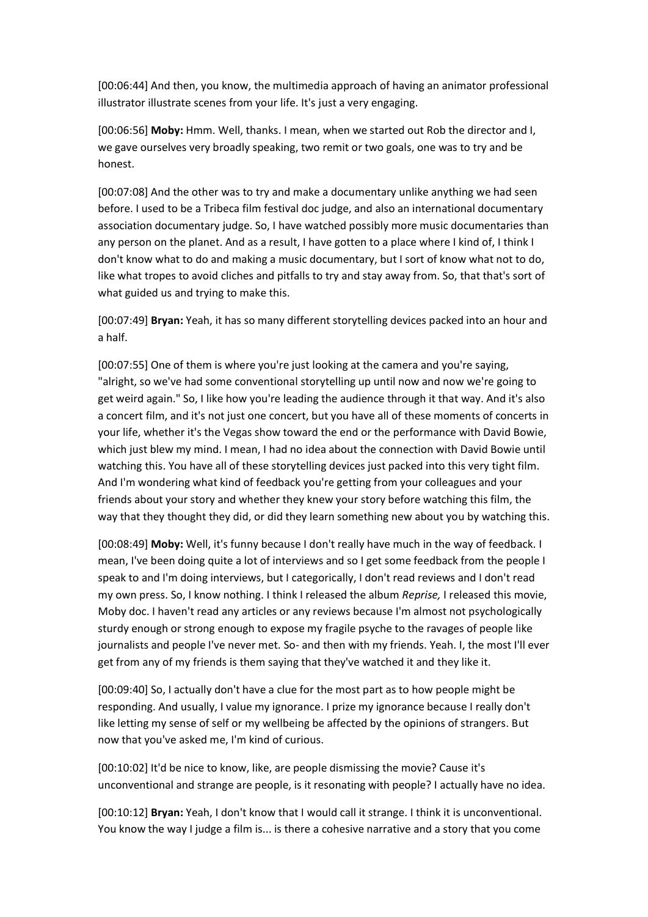[00:06:44] And then, you know, the multimedia approach of having an animator professional illustrator illustrate scenes from your life. It's just a very engaging.

[00:06:56] **Moby:** Hmm. Well, thanks. I mean, when we started out Rob the director and I, we gave ourselves very broadly speaking, two remit or two goals, one was to try and be honest.

[00:07:08] And the other was to try and make a documentary unlike anything we had seen before. I used to be a Tribeca film festival doc judge, and also an international documentary association documentary judge. So, I have watched possibly more music documentaries than any person on the planet. And as a result, I have gotten to a place where I kind of, I think I don't know what to do and making a music documentary, but I sort of know what not to do, like what tropes to avoid cliches and pitfalls to try and stay away from. So, that that's sort of what guided us and trying to make this.

[00:07:49] **Bryan:** Yeah, it has so many different storytelling devices packed into an hour and a half.

[00:07:55] One of them is where you're just looking at the camera and you're saying, "alright, so we've had some conventional storytelling up until now and now we're going to get weird again." So, I like how you're leading the audience through it that way. And it's also a concert film, and it's not just one concert, but you have all of these moments of concerts in your life, whether it's the Vegas show toward the end or the performance with David Bowie, which just blew my mind. I mean, I had no idea about the connection with David Bowie until watching this. You have all of these storytelling devices just packed into this very tight film. And I'm wondering what kind of feedback you're getting from your colleagues and your friends about your story and whether they knew your story before watching this film, the way that they thought they did, or did they learn something new about you by watching this.

[00:08:49] **Moby:** Well, it's funny because I don't really have much in the way of feedback. I mean, I've been doing quite a lot of interviews and so I get some feedback from the people I speak to and I'm doing interviews, but I categorically, I don't read reviews and I don't read my own press. So, I know nothing. I think I released the album *Reprise,* I released this movie, Moby doc. I haven't read any articles or any reviews because I'm almost not psychologically sturdy enough or strong enough to expose my fragile psyche to the ravages of people like journalists and people I've never met. So- and then with my friends. Yeah. I, the most I'll ever get from any of my friends is them saying that they've watched it and they like it.

[00:09:40] So, I actually don't have a clue for the most part as to how people might be responding. And usually, I value my ignorance. I prize my ignorance because I really don't like letting my sense of self or my wellbeing be affected by the opinions of strangers. But now that you've asked me, I'm kind of curious.

[00:10:02] It'd be nice to know, like, are people dismissing the movie? Cause it's unconventional and strange are people, is it resonating with people? I actually have no idea.

[00:10:12] **Bryan:** Yeah, I don't know that I would call it strange. I think it is unconventional. You know the way I judge a film is... is there a cohesive narrative and a story that you come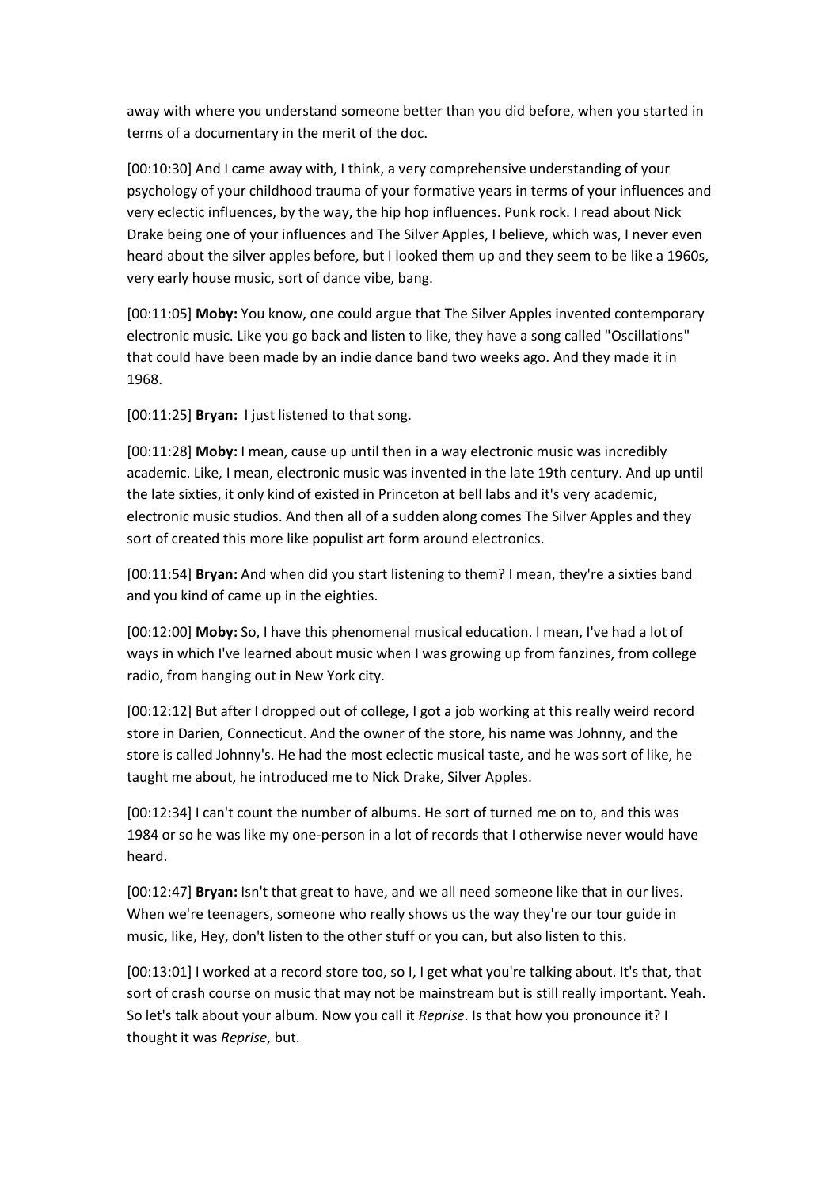away with where you understand someone better than you did before, when you started in terms of a documentary in the merit of the doc.

[00:10:30] And I came away with, I think, a very comprehensive understanding of your psychology of your childhood trauma of your formative years in terms of your influences and very eclectic influences, by the way, the hip hop influences. Punk rock. I read about Nick Drake being one of your influences and The Silver Apples, I believe, which was, I never even heard about the silver apples before, but I looked them up and they seem to be like a 1960s, very early house music, sort of dance vibe, bang.

[00:11:05] **Moby:** You know, one could argue that The Silver Apples invented contemporary electronic music. Like you go back and listen to like, they have a song called "Oscillations" that could have been made by an indie dance band two weeks ago. And they made it in 1968.

[00:11:25] **Bryan:** I just listened to that song.

[00:11:28] **Moby:** I mean, cause up until then in a way electronic music was incredibly academic. Like, I mean, electronic music was invented in the late 19th century. And up until the late sixties, it only kind of existed in Princeton at bell labs and it's very academic, electronic music studios. And then all of a sudden along comes The Silver Apples and they sort of created this more like populist art form around electronics.

[00:11:54] **Bryan:** And when did you start listening to them? I mean, they're a sixties band and you kind of came up in the eighties.

[00:12:00] **Moby:** So, I have this phenomenal musical education. I mean, I've had a lot of ways in which I've learned about music when I was growing up from fanzines, from college radio, from hanging out in New York city.

[00:12:12] But after I dropped out of college, I got a job working at this really weird record store in Darien, Connecticut. And the owner of the store, his name was Johnny, and the store is called Johnny's. He had the most eclectic musical taste, and he was sort of like, he taught me about, he introduced me to Nick Drake, Silver Apples.

[00:12:34] I can't count the number of albums. He sort of turned me on to, and this was 1984 or so he was like my one-person in a lot of records that I otherwise never would have heard.

[00:12:47] **Bryan:** Isn't that great to have, and we all need someone like that in our lives. When we're teenagers, someone who really shows us the way they're our tour guide in music, like, Hey, don't listen to the other stuff or you can, but also listen to this.

[00:13:01] I worked at a record store too, so I, I get what you're talking about. It's that, that sort of crash course on music that may not be mainstream but is still really important. Yeah. So let's talk about your album. Now you call it *Reprise*. Is that how you pronounce it? I thought it was *Reprise*, but.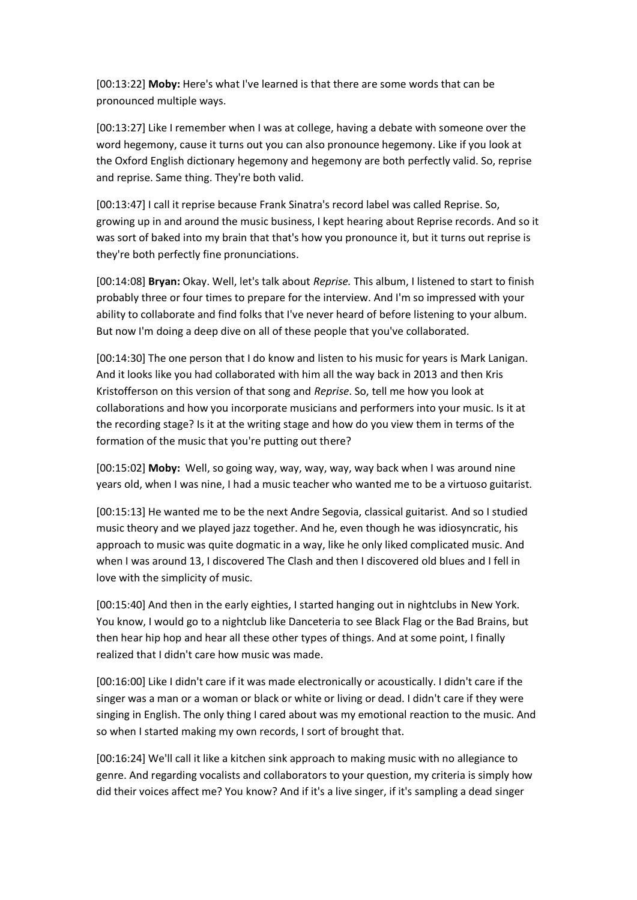[00:13:22] **Moby:** Here's what I've learned is that there are some words that can be pronounced multiple ways.

[00:13:27] Like I remember when I was at college, having a debate with someone over the word hegemony, cause it turns out you can also pronounce hegemony. Like if you look at the Oxford English dictionary hegemony and hegemony are both perfectly valid. So, reprise and reprise. Same thing. They're both valid.

[00:13:47] I call it reprise because Frank Sinatra's record label was called Reprise. So, growing up in and around the music business, I kept hearing about Reprise records. And so it was sort of baked into my brain that that's how you pronounce it, but it turns out reprise is they're both perfectly fine pronunciations.

[00:14:08] **Bryan:** Okay. Well, let's talk about *Reprise.* This album, I listened to start to finish probably three or four times to prepare for the interview. And I'm so impressed with your ability to collaborate and find folks that I've never heard of before listening to your album. But now I'm doing a deep dive on all of these people that you've collaborated.

[00:14:30] The one person that I do know and listen to his music for years is Mark Lanigan. And it looks like you had collaborated with him all the way back in 2013 and then Kris Kristofferson on this version of that song and *Reprise*. So, tell me how you look at collaborations and how you incorporate musicians and performers into your music. Is it at the recording stage? Is it at the writing stage and how do you view them in terms of the formation of the music that you're putting out there?

[00:15:02] **Moby:** Well, so going way, way, way, way, way back when I was around nine years old, when I was nine, I had a music teacher who wanted me to be a virtuoso guitarist.

[00:15:13] He wanted me to be the next Andre Segovia, classical guitarist. And so I studied music theory and we played jazz together. And he, even though he was idiosyncratic, his approach to music was quite dogmatic in a way, like he only liked complicated music. And when I was around 13, I discovered The Clash and then I discovered old blues and I fell in love with the simplicity of music.

[00:15:40] And then in the early eighties, I started hanging out in nightclubs in New York. You know, I would go to a nightclub like Danceteria to see Black Flag or the Bad Brains, but then hear hip hop and hear all these other types of things. And at some point, I finally realized that I didn't care how music was made.

[00:16:00] Like I didn't care if it was made electronically or acoustically. I didn't care if the singer was a man or a woman or black or white or living or dead. I didn't care if they were singing in English. The only thing I cared about was my emotional reaction to the music. And so when I started making my own records, I sort of brought that.

[00:16:24] We'll call it like a kitchen sink approach to making music with no allegiance to genre. And regarding vocalists and collaborators to your question, my criteria is simply how did their voices affect me? You know? And if it's a live singer, if it's sampling a dead singer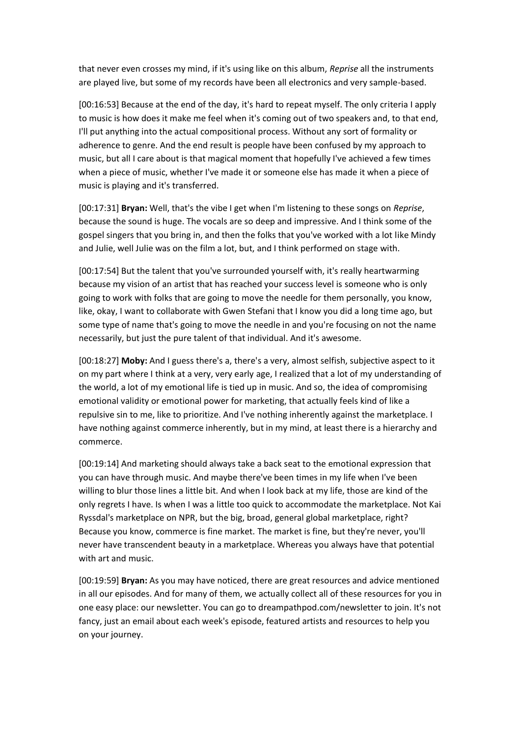that never even crosses my mind, if it's using like on this album, *Reprise* all the instruments are played live, but some of my records have been all electronics and very sample-based.

[00:16:53] Because at the end of the day, it's hard to repeat myself. The only criteria I apply to music is how does it make me feel when it's coming out of two speakers and, to that end, I'll put anything into the actual compositional process. Without any sort of formality or adherence to genre. And the end result is people have been confused by my approach to music, but all I care about is that magical moment that hopefully I've achieved a few times when a piece of music, whether I've made it or someone else has made it when a piece of music is playing and it's transferred.

[00:17:31] **Bryan:** Well, that's the vibe I get when I'm listening to these songs on *Reprise*, because the sound is huge. The vocals are so deep and impressive. And I think some of the gospel singers that you bring in, and then the folks that you've worked with a lot like Mindy and Julie, well Julie was on the film a lot, but, and I think performed on stage with.

[00:17:54] But the talent that you've surrounded yourself with, it's really heartwarming because my vision of an artist that has reached your success level is someone who is only going to work with folks that are going to move the needle for them personally, you know, like, okay, I want to collaborate with Gwen Stefani that I know you did a long time ago, but some type of name that's going to move the needle in and you're focusing on not the name necessarily, but just the pure talent of that individual. And it's awesome.

[00:18:27] **Moby:** And I guess there's a, there's a very, almost selfish, subjective aspect to it on my part where I think at a very, very early age, I realized that a lot of my understanding of the world, a lot of my emotional life is tied up in music. And so, the idea of compromising emotional validity or emotional power for marketing, that actually feels kind of like a repulsive sin to me, like to prioritize. And I've nothing inherently against the marketplace. I have nothing against commerce inherently, but in my mind, at least there is a hierarchy and commerce.

[00:19:14] And marketing should always take a back seat to the emotional expression that you can have through music. And maybe there've been times in my life when I've been willing to blur those lines a little bit. And when I look back at my life, those are kind of the only regrets I have. Is when I was a little too quick to accommodate the marketplace. Not Kai Ryssdal's marketplace on NPR, but the big, broad, general global marketplace, right? Because you know, commerce is fine market. The market is fine, but they're never, you'll never have transcendent beauty in a marketplace. Whereas you always have that potential with art and music.

[00:19:59] **Bryan:** As you may have noticed, there are great resources and advice mentioned in all our episodes. And for many of them, we actually collect all of these resources for you in one easy place: our newsletter. You can go to dreampathpod.com/newsletter to join. It's not fancy, just an email about each week's episode, featured artists and resources to help you on your journey.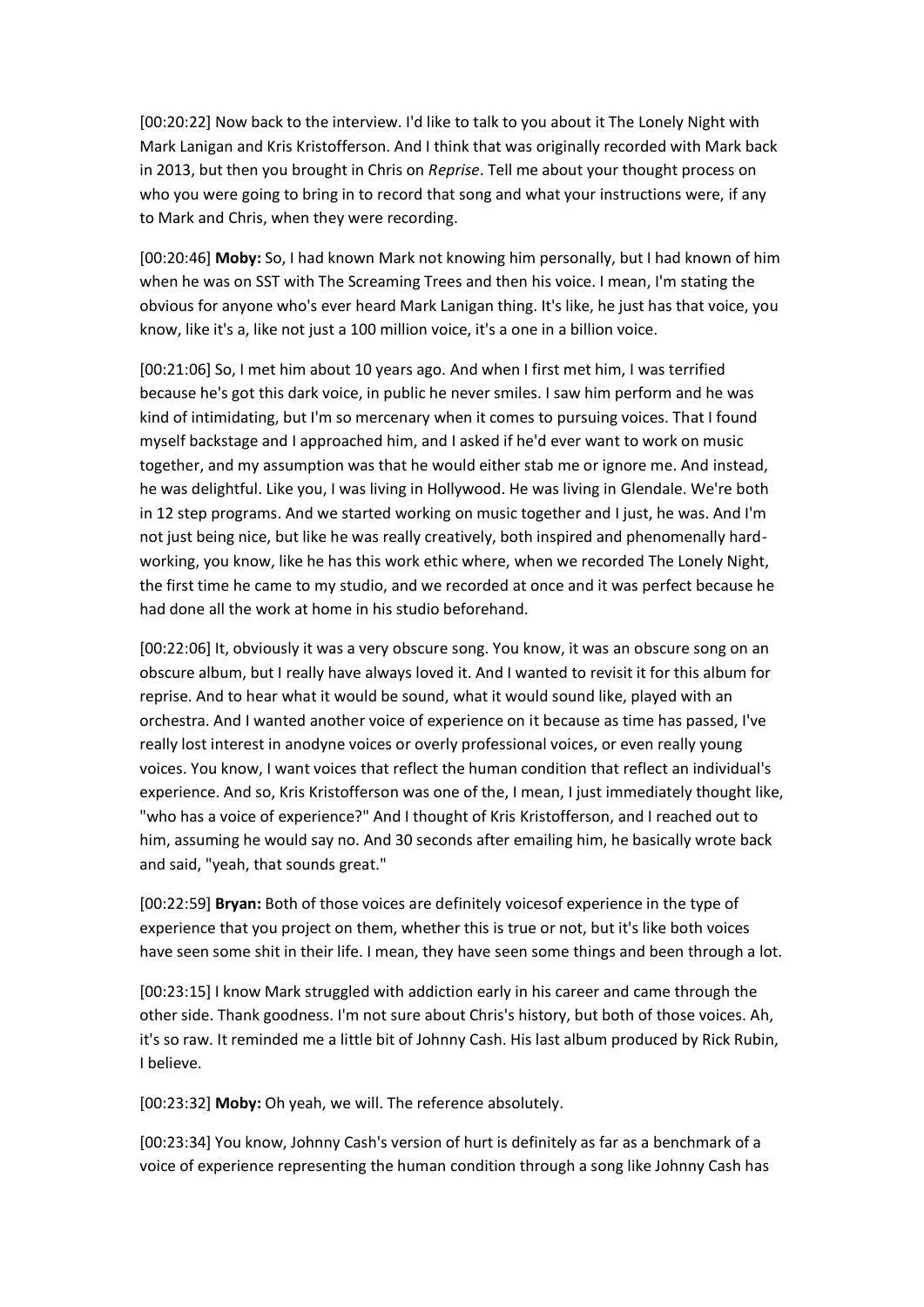[00:20:22] Now back to the interview. I'd like to talk to you about it The Lonely Night with Mark Lanigan and Kris Kristofferson. And I think that was originally recorded with Mark back in 2013, but then you brought in Chris on *Reprise*. Tell me about your thought process on who you were going to bring in to record that song and what your instructions were, if any to Mark and Chris, when they were recording.

[00:20:46] **Moby:** So, I had known Mark not knowing him personally, but I had known of him when he was on SST with The Screaming Trees and then his voice. I mean, I'm stating the obvious for anyone who's ever heard Mark Lanigan thing. It's like, he just has that voice, you know, like it's a, like not just a 100 million voice, it's a one in a billion voice.

[00:21:06] So, I met him about 10 years ago. And when I first met him, I was terrified because he's got this dark voice, in public he never smiles. I saw him perform and he was kind of intimidating, but I'm so mercenary when it comes to pursuing voices. That I found myself backstage and I approached him, and I asked if he'd ever want to work on music together, and my assumption was that he would either stab me or ignore me. And instead, he was delightful. Like you, I was living in Hollywood. He was living in Glendale. We're both in 12 step programs. And we started working on music together and I just, he was. And I'm not just being nice, but like he was really creatively, both inspired and phenomenally hard-working, you know, like he has this work ethic where, when we recorded The Lonely Night, the first time he came to my studio, and we recorded at once and it was perfect because he had done all the work at home in his studio beforehand.

[00:22:06] It, obviously it was a very obscure song. You know, it was an obscure song on an obscure album, but I really have always loved it. And I wanted to revisit it for this album for reprise. And to hear what it would be sound, what it would sound like, played with an orchestra. And I wanted another voice of experience on it because as time has passed, I've really lost interest in anodyne voices or overly professional voices, or even really young voices. You know, I want voices that reflect the human condition that reflect an individual's experience. And so, Kris Kristofferson was one of the, I mean, I just immediately thought like, "who has a voice of experience?" And I thought of Kris Kristofferson, and I reached out to him, assuming he would say no. And 30 seconds after emailing him, he basically wrote back and said, "yeah, that sounds great."

[00:22:59] **Bryan:** Both of those voices are definitely voicesof experience in the type of experience that you project on them, whether this is true or not, but it's like both voices have seen some shit in their life. I mean, they have seen some things and been through a lot.

[00:23:15] I know Mark struggled with addiction early in his career and came through the other side. Thank goodness. I'm not sure about Chris's history, but both of those voices. Ah, it's so raw. It reminded me a little bit of Johnny Cash. His last album produced by Rick Rubin, I believe.

[00:23:32] **Moby:** Oh yeah, we will. The reference absolutely.

[00:23:34] You know, Johnny Cash's version of hurt is definitely as far as a benchmark of a voice of experience representing the human condition through a song like Johnny Cash has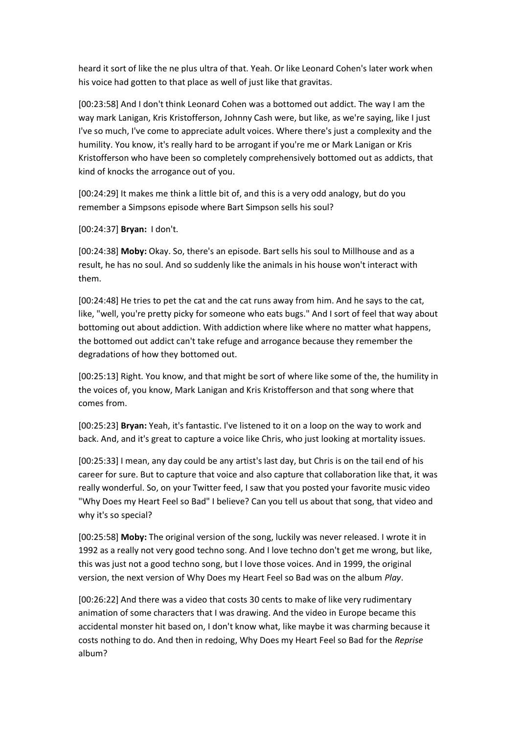heard it sort of like the ne plus ultra of that. Yeah. Or like Leonard Cohen's later work when his voice had gotten to that place as well of just like that gravitas.

[00:23:58] And I don't think Leonard Cohen was a bottomed out addict. The way I am the way mark Lanigan, Kris Kristofferson, Johnny Cash were, but like, as we're saying, like I just I've so much, I've come to appreciate adult voices. Where there's just a complexity and the humility. You know, it's really hard to be arrogant if you're me or Mark Lanigan or Kris Kristofferson who have been so completely comprehensively bottomed out as addicts, that kind of knocks the arrogance out of you.

[00:24:29] It makes me think a little bit of, and this is a very odd analogy, but do you remember a Simpsons episode where Bart Simpson sells his soul?

[00:24:37] **Bryan:** I don't.

[00:24:38] **Moby:** Okay. So, there's an episode. Bart sells his soul to Millhouse and as a result, he has no soul. And so suddenly like the animals in his house won't interact with them.

[00:24:48] He tries to pet the cat and the cat runs away from him. And he says to the cat, like, "well, you're pretty picky for someone who eats bugs." And I sort of feel that way about bottoming out about addiction. With addiction where like where no matter what happens, the bottomed out addict can't take refuge and arrogance because they remember the degradations of how they bottomed out.

[00:25:13] Right. You know, and that might be sort of where like some of the, the humility in the voices of, you know, Mark Lanigan and Kris Kristofferson and that song where that comes from.

[00:25:23] **Bryan:** Yeah, it's fantastic. I've listened to it on a loop on the way to work and back. And, and it's great to capture a voice like Chris, who just looking at mortality issues.

[00:25:33] I mean, any day could be any artist's last day, but Chris is on the tail end of his career for sure. But to capture that voice and also capture that collaboration like that, it was really wonderful. So, on your Twitter feed, I saw that you posted your favorite music video "Why Does my Heart Feel so Bad" I believe? Can you tell us about that song, that video and why it's so special?

[00:25:58] **Moby:** The original version of the song, luckily was never released. I wrote it in 1992 as a really not very good techno song. And I love techno don't get me wrong, but like, this was just not a good techno song, but I love those voices. And in 1999, the original version, the next version of Why Does my Heart Feel so Bad was on the album *Play*.

[00:26:22] And there was a video that costs 30 cents to make of like very rudimentary animation of some characters that I was drawing. And the video in Europe became this accidental monster hit based on, I don't know what, like maybe it was charming because it costs nothing to do. And then in redoing, Why Does my Heart Feel so Bad for the *Reprise* album?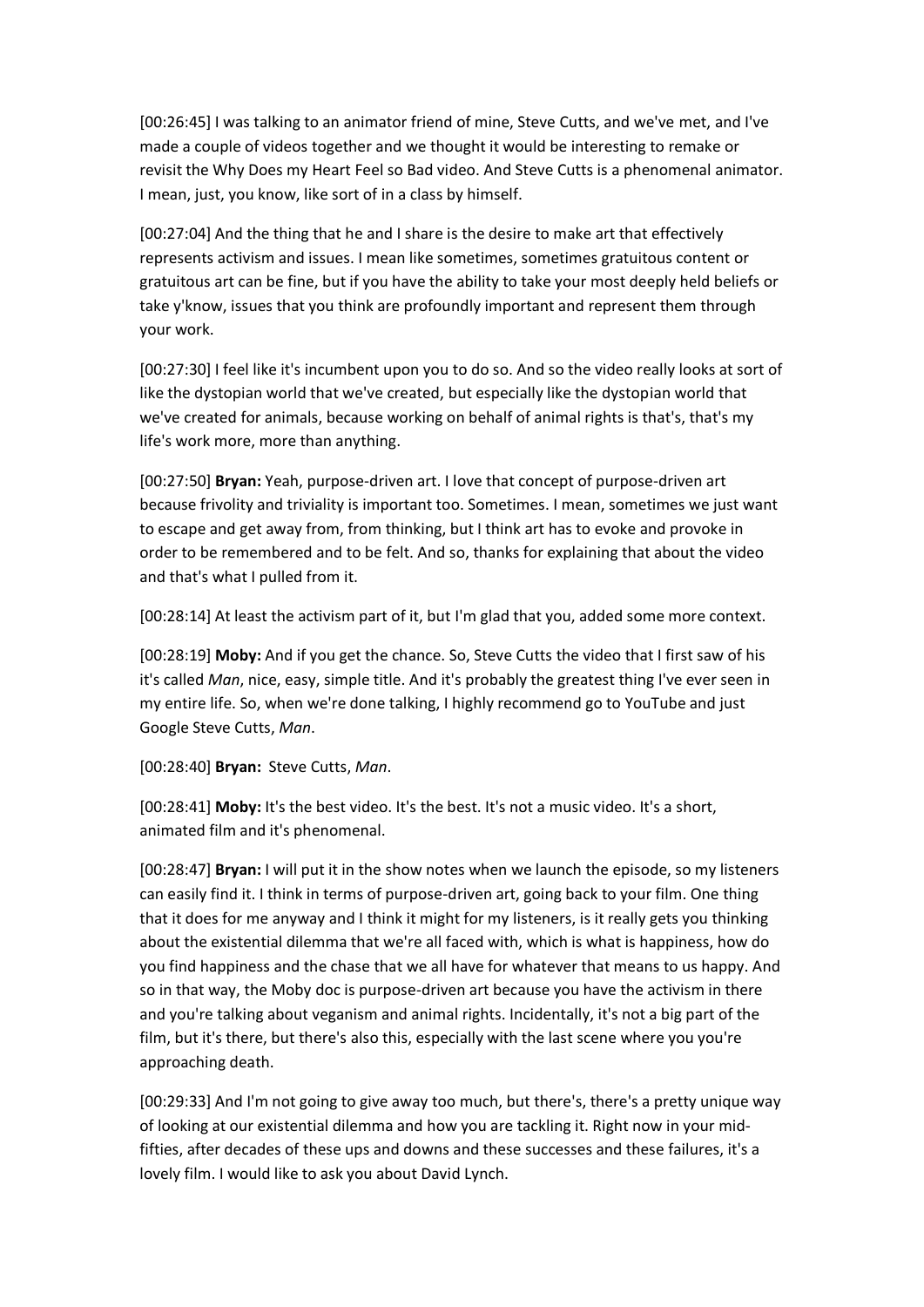[00:26:45] I was talking to an animator friend of mine, Steve Cutts, and we've met, and I've made a couple of videos together and we thought it would be interesting to remake or revisit the Why Does my Heart Feel so Bad video. And Steve Cutts is a phenomenal animator. I mean, just, you know, like sort of in a class by himself.

[00:27:04] And the thing that he and I share is the desire to make art that effectively represents activism and issues. I mean like sometimes, sometimes gratuitous content or gratuitous art can be fine, but if you have the ability to take your most deeply held beliefs or take y'know, issues that you think are profoundly important and represent them through your work.

[00:27:30] I feel like it's incumbent upon you to do so. And so the video really looks at sort of like the dystopian world that we've created, but especially like the dystopian world that we've created for animals, because working on behalf of animal rights is that's, that's my life's work more, more than anything.

[00:27:50] **Bryan:** Yeah, purpose-driven art. I love that concept of purpose-driven art because frivolity and triviality is important too. Sometimes. I mean, sometimes we just want to escape and get away from, from thinking, but I think art has to evoke and provoke in order to be remembered and to be felt. And so, thanks for explaining that about the video and that's what I pulled from it.

[00:28:14] At least the activism part of it, but I'm glad that you, added some more context.

[00:28:19] **Moby:** And if you get the chance. So, Steve Cutts the video that I first saw of his it's called *Man*, nice, easy, simple title. And it's probably the greatest thing I've ever seen in my entire life. So, when we're done talking, I highly recommend go to YouTube and just Google Steve Cutts, *Man*.

[00:28:40] **Bryan:** Steve Cutts, *Man*.

[00:28:41] **Moby:** It's the best video. It's the best. It's not a music video. It's a short, animated film and it's phenomenal.

[00:28:47] **Bryan:** I will put it in the show notes when we launch the episode, so my listeners can easily find it. I think in terms of purpose-driven art, going back to your film. One thing that it does for me anyway and I think it might for my listeners, is it really gets you thinking about the existential dilemma that we're all faced with, which is what is happiness, how do you find happiness and the chase that we all have for whatever that means to us happy. And so in that way, the Moby doc is purpose-driven art because you have the activism in there and you're talking about veganism and animal rights. Incidentally, it's not a big part of the film, but it's there, but there's also this, especially with the last scene where you you're approaching death.

[00:29:33] And I'm not going to give away too much, but there's, there's a pretty unique way of looking at our existential dilemma and how you are tackling it. Right now in your mid-fifties, after decades of these ups and downs and these successes and these failures, it's a lovely film. I would like to ask you about David Lynch.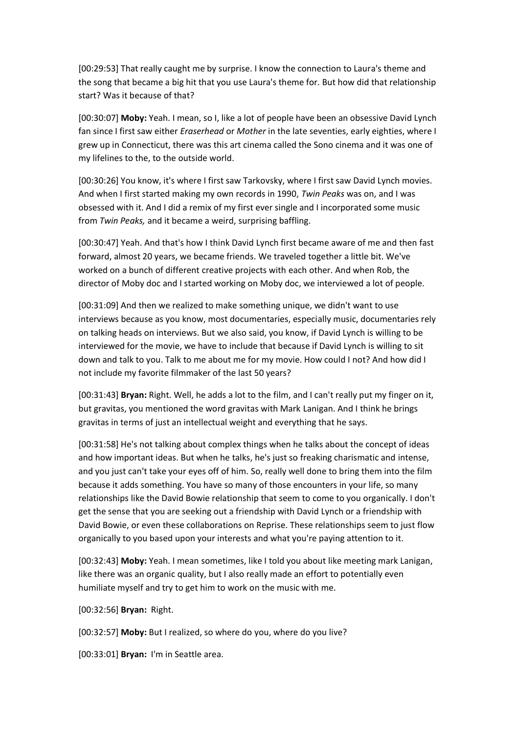[00:29:53] That really caught me by surprise. I know the connection to Laura's theme and the song that became a big hit that you use Laura's theme for. But how did that relationship start? Was it because of that?

[00:30:07] **Moby:** Yeah. I mean, so I, like a lot of people have been an obsessive David Lynch fan since I first saw either *Eraserhead* or *Mother* in the late seventies, early eighties, where I grew up in Connecticut, there was this art cinema called the Sono cinema and it was one of my lifelines to the, to the outside world.

[00:30:26] You know, it's where I first saw Tarkovsky, where I first saw David Lynch movies. And when I first started making my own records in 1990, *Twin Peaks* was on, and I was obsessed with it. And I did a remix of my first ever single and I incorporated some music from *Twin Peaks,* and it became a weird, surprising baffling.

[00:30:47] Yeah. And that's how I think David Lynch first became aware of me and then fast forward, almost 20 years, we became friends. We traveled together a little bit. We've worked on a bunch of different creative projects with each other. And when Rob, the director of Moby doc and I started working on Moby doc, we interviewed a lot of people.

[00:31:09] And then we realized to make something unique, we didn't want to use interviews because as you know, most documentaries, especially music, documentaries rely on talking heads on interviews. But we also said, you know, if David Lynch is willing to be interviewed for the movie, we have to include that because if David Lynch is willing to sit down and talk to you. Talk to me about me for my movie. How could I not? And how did I not include my favorite filmmaker of the last 50 years?

[00:31:43] **Bryan:** Right. Well, he adds a lot to the film, and I can't really put my finger on it, but gravitas, you mentioned the word gravitas with Mark Lanigan. And I think he brings gravitas in terms of just an intellectual weight and everything that he says.

[00:31:58] He's not talking about complex things when he talks about the concept of ideas and how important ideas. But when he talks, he's just so freaking charismatic and intense, and you just can't take your eyes off of him. So, really well done to bring them into the film because it adds something. You have so many of those encounters in your life, so many relationships like the David Bowie relationship that seem to come to you organically. I don't get the sense that you are seeking out a friendship with David Lynch or a friendship with David Bowie, or even these collaborations on Reprise. These relationships seem to just flow organically to you based upon your interests and what you're paying attention to it.

[00:32:43] **Moby:** Yeah. I mean sometimes, like I told you about like meeting mark Lanigan, like there was an organic quality, but I also really made an effort to potentially even humiliate myself and try to get him to work on the music with me.

[00:32:56] **Bryan:** Right.

[00:32:57] **Moby:** But I realized, so where do you, where do you live?

[00:33:01] **Bryan:** I'm in Seattle area.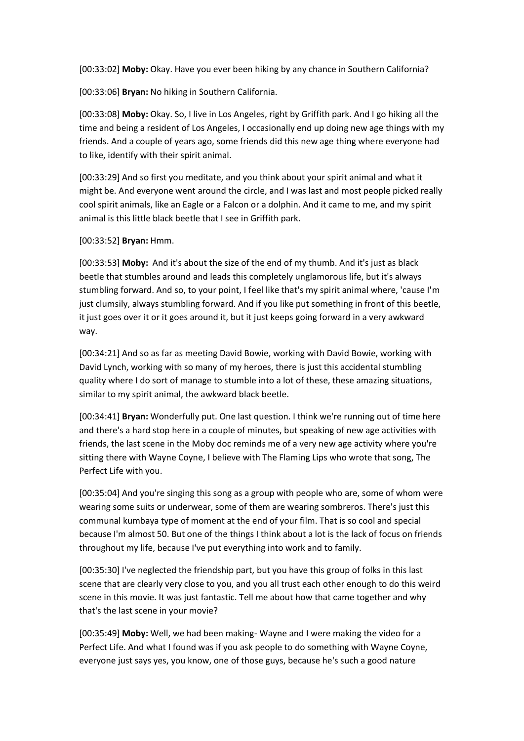[00:33:02] **Moby:** Okay. Have you ever been hiking by any chance in Southern California?

[00:33:06] **Bryan:** No hiking in Southern California.

[00:33:08] **Moby:** Okay. So, I live in Los Angeles, right by Griffith park. And I go hiking all the time and being a resident of Los Angeles, I occasionally end up doing new age things with my friends. And a couple of years ago, some friends did this new age thing where everyone had to like, identify with their spirit animal.

[00:33:29] And so first you meditate, and you think about your spirit animal and what it might be. And everyone went around the circle, and I was last and most people picked really cool spirit animals, like an Eagle or a Falcon or a dolphin. And it came to me, and my spirit animal is this little black beetle that I see in Griffith park.

[00:33:52] **Bryan:** Hmm.

[00:33:53] **Moby:** And it's about the size of the end of my thumb. And it's just as black beetle that stumbles around and leads this completely unglamorous life, but it's always stumbling forward. And so, to your point, I feel like that's my spirit animal where, 'cause I'm just clumsily, always stumbling forward. And if you like put something in front of this beetle, it just goes over it or it goes around it, but it just keeps going forward in a very awkward way.

[00:34:21] And so as far as meeting David Bowie, working with David Bowie, working with David Lynch, working with so many of my heroes, there is just this accidental stumbling quality where I do sort of manage to stumble into a lot of these, these amazing situations, similar to my spirit animal, the awkward black beetle.

[00:34:41] **Bryan:** Wonderfully put. One last question. I think we're running out of time here and there's a hard stop here in a couple of minutes, but speaking of new age activities with friends, the last scene in the Moby doc reminds me of a very new age activity where you're sitting there with Wayne Coyne, I believe with The Flaming Lips who wrote that song, The Perfect Life with you.

[00:35:04] And you're singing this song as a group with people who are, some of whom were wearing some suits or underwear, some of them are wearing sombreros. There's just this communal kumbaya type of moment at the end of your film. That is so cool and special because I'm almost 50. But one of the things I think about a lot is the lack of focus on friends throughout my life, because I've put everything into work and to family.

[00:35:30] I've neglected the friendship part, but you have this group of folks in this last scene that are clearly very close to you, and you all trust each other enough to do this weird scene in this movie. It was just fantastic. Tell me about how that came together and why that's the last scene in your movie?

[00:35:49] **Moby:** Well, we had been making- Wayne and I were making the video for a Perfect Life. And what I found was if you ask people to do something with Wayne Coyne, everyone just says yes, you know, one of those guys, because he's such a good nature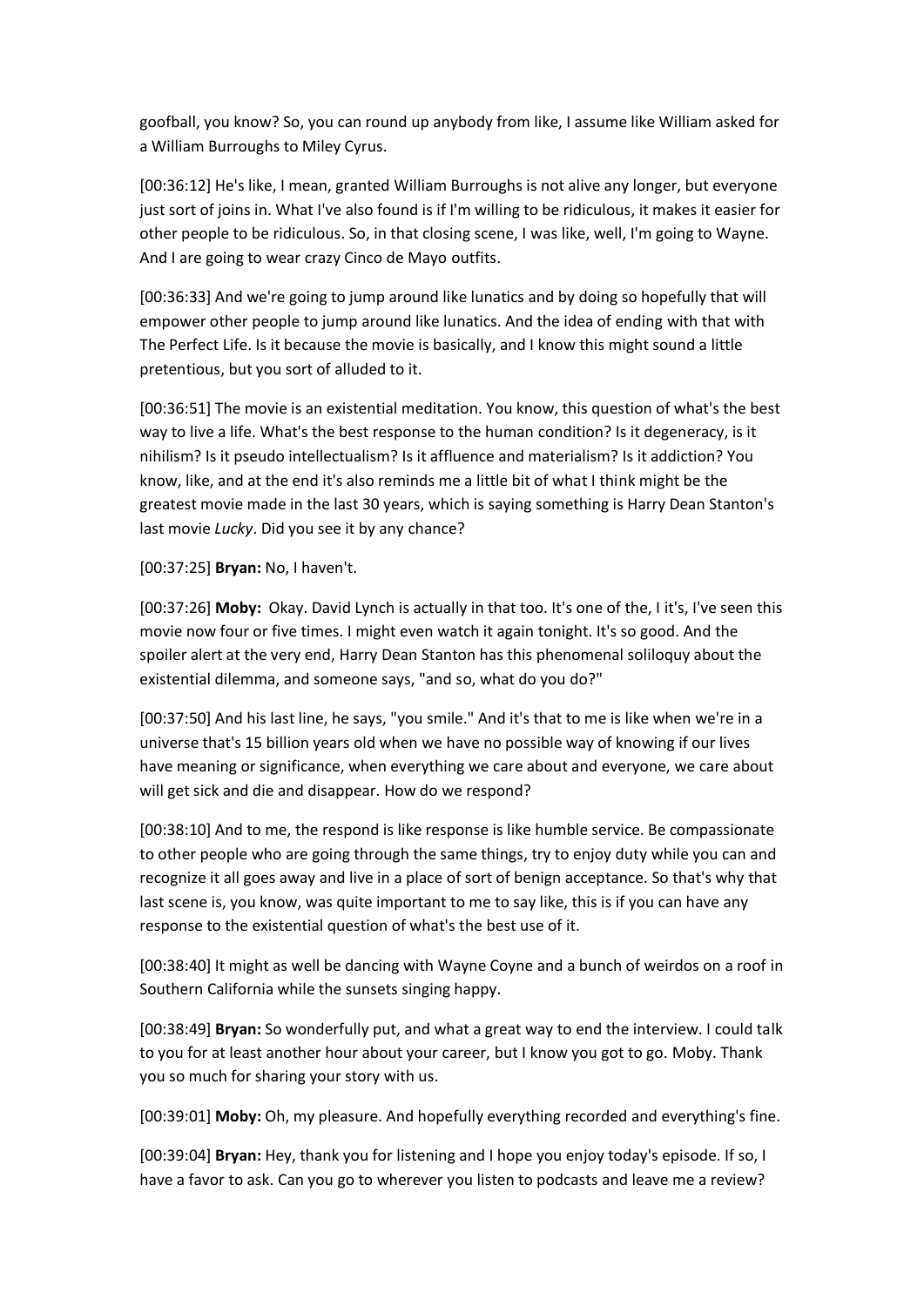goofball, you know? So, you can round up anybody from like, I assume like William asked for a William Burroughs to Miley Cyrus.

[00:36:12] He's like, I mean, granted William Burroughs is not alive any longer, but everyone just sort of joins in. What I've also found is if I'm willing to be ridiculous, it makes it easier for other people to be ridiculous. So, in that closing scene, I was like, well, I'm going to Wayne. And I are going to wear crazy Cinco de Mayo outfits.

[00:36:33] And we're going to jump around like lunatics and by doing so hopefully that will empower other people to jump around like lunatics. And the idea of ending with that with The Perfect Life. Is it because the movie is basically, and I know this might sound a little pretentious, but you sort of alluded to it.

[00:36:51] The movie is an existential meditation. You know, this question of what's the best way to live a life. What's the best response to the human condition? Is it degeneracy, is it nihilism? Is it pseudo intellectualism? Is it affluence and materialism? Is it addiction? You know, like, and at the end it's also reminds me a little bit of what I think might be the greatest movie made in the last 30 years, which is saying something is Harry Dean Stanton's last movie *Lucky*. Did you see it by any chance?

[00:37:25] **Bryan:** No, I haven't.

[00:37:26] **Moby:** Okay. David Lynch is actually in that too. It's one of the, I it's, I've seen this movie now four or five times. I might even watch it again tonight. It's so good. And the spoiler alert at the very end, Harry Dean Stanton has this phenomenal soliloquy about the existential dilemma, and someone says, "and so, what do you do?"

[00:37:50] And his last line, he says, "you smile." And it's that to me is like when we're in a universe that's 15 billion years old when we have no possible way of knowing if our lives have meaning or significance, when everything we care about and everyone, we care about will get sick and die and disappear. How do we respond?

[00:38:10] And to me, the respond is like response is like humble service. Be compassionate to other people who are going through the same things, try to enjoy duty while you can and recognize it all goes away and live in a place of sort of benign acceptance. So that's why that last scene is, you know, was quite important to me to say like, this is if you can have any response to the existential question of what's the best use of it.

[00:38:40] It might as well be dancing with Wayne Coyne and a bunch of weirdos on a roof in Southern California while the sunsets singing happy.

[00:38:49] **Bryan:** So wonderfully put, and what a great way to end the interview. I could talk to you for at least another hour about your career, but I know you got to go. Moby. Thank you so much for sharing your story with us.

[00:39:01] **Moby:** Oh, my pleasure. And hopefully everything recorded and everything's fine.

[00:39:04] **Bryan:** Hey, thank you for listening and I hope you enjoy today's episode. If so, I have a favor to ask. Can you go to wherever you listen to podcasts and leave me a review?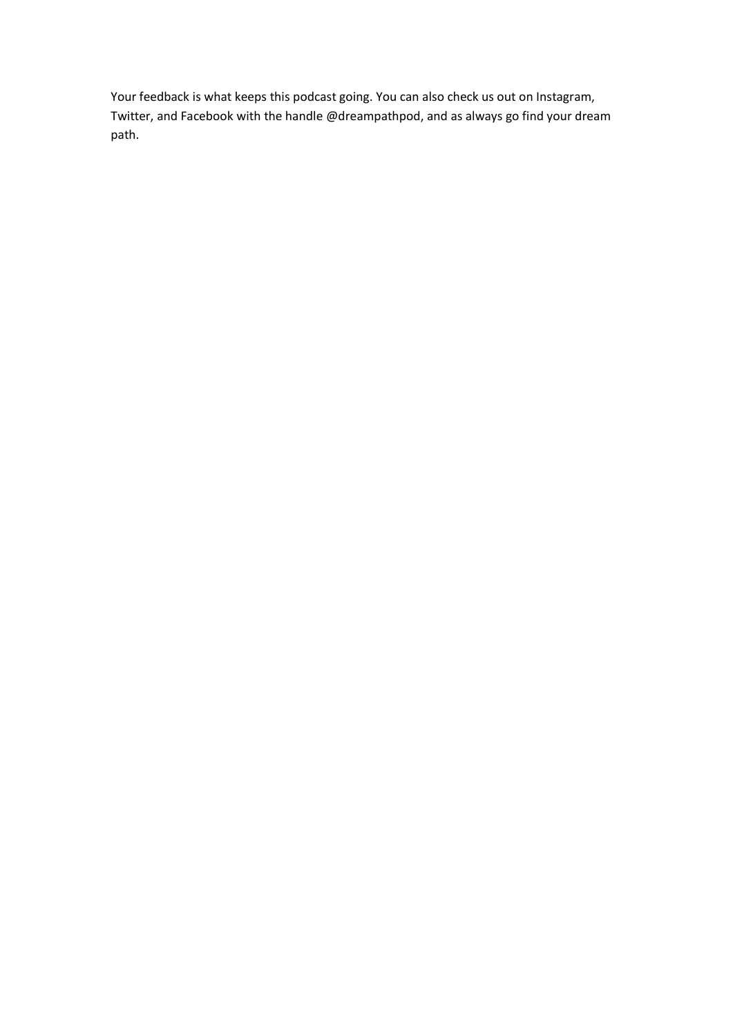Your feedback is what keeps this podcast going. You can also check us out on Instagram, Twitter, and Facebook with the handle @dreampathpod, and as always go find your dream path.